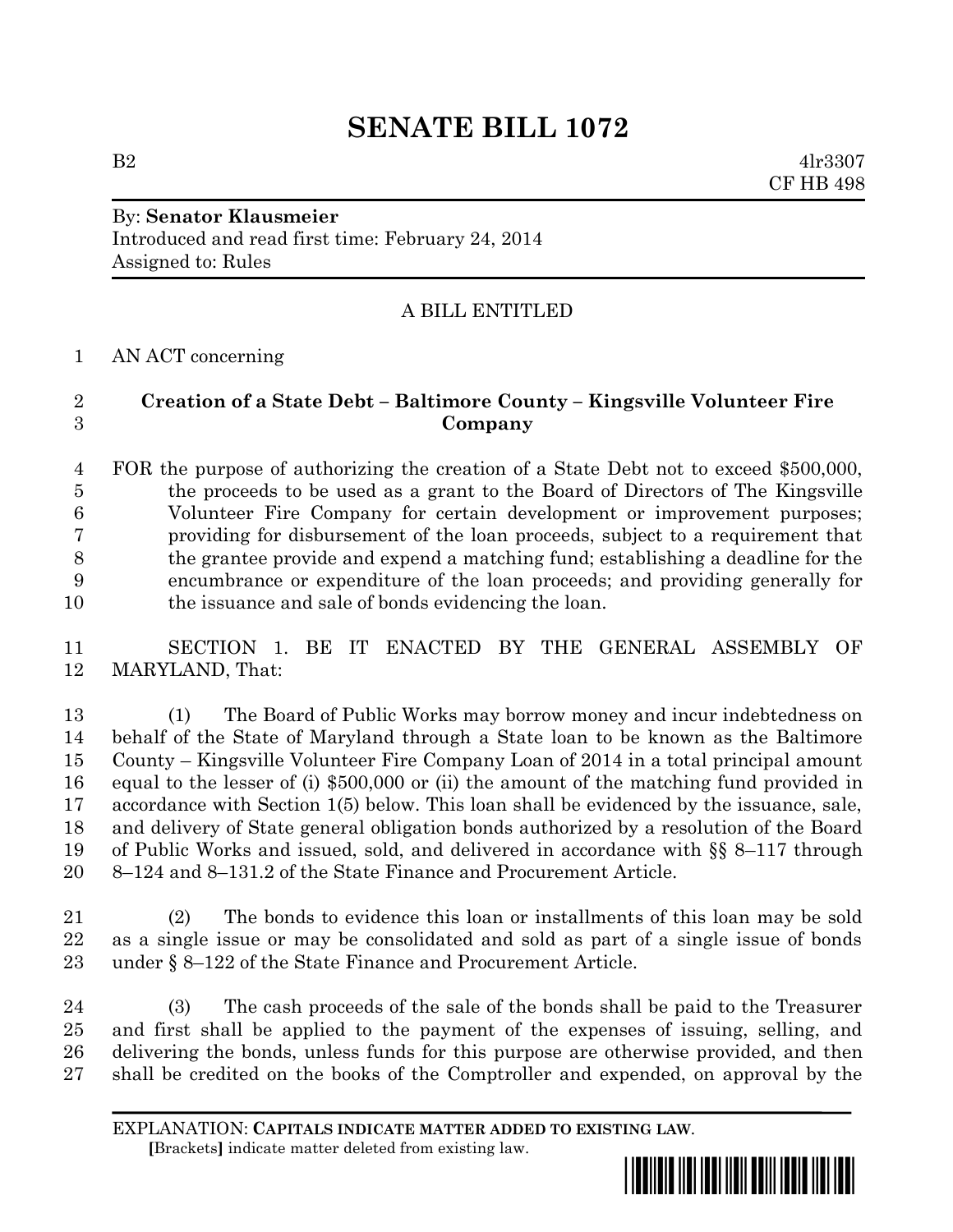# SENATE BILL 1072

B2 4lr3307
CF HB 498

By: **Senator Klausmeier**
Introduced and read first time: February 24, 2014
Assigned to: Rules

A BILL ENTITLED

AN ACT concerning

**Creation of a State Debt – Baltimore County – Kingsville Volunteer Fire Company**

FOR the purpose of authorizing the creation of a State Debt not to exceed $500,000, the proceeds to be used as a grant to the Board of Directors of The Kingsville Volunteer Fire Company for certain development or improvement purposes; providing for disbursement of the loan proceeds, subject to a requirement that the grantee provide and expend a matching fund; establishing a deadline for the encumbrance or expenditure of the loan proceeds; and providing generally for the issuance and sale of bonds evidencing the loan.

SECTION 1. BE IT ENACTED BY THE GENERAL ASSEMBLY OF MARYLAND, That:

(1) The Board of Public Works may borrow money and incur indebtedness on behalf of the State of Maryland through a State loan to be known as the Baltimore County – Kingsville Volunteer Fire Company Loan of 2014 in a total principal amount equal to the lesser of (i) $500,000 or (ii) the amount of the matching fund provided in accordance with Section 1(5) below. This loan shall be evidenced by the issuance, sale, and delivery of State general obligation bonds authorized by a resolution of the Board of Public Works and issued, sold, and delivered in accordance with §§ 8–117 through 8–124 and 8–131.2 of the State Finance and Procurement Article.

(2) The bonds to evidence this loan or installments of this loan may be sold as a single issue or may be consolidated and sold as part of a single issue of bonds under § 8–122 of the State Finance and Procurement Article.

(3) The cash proceeds of the sale of the bonds shall be paid to the Treasurer and first shall be applied to the payment of the expenses of issuing, selling, and delivering the bonds, unless funds for this purpose are otherwise provided, and then shall be credited on the books of the Comptroller and expended, on approval by the

EXPLANATION: **CAPITALS INDICATE MATTER ADDED TO EXISTING LAW.**
**[**Brackets**]** indicate matter deleted from existing law.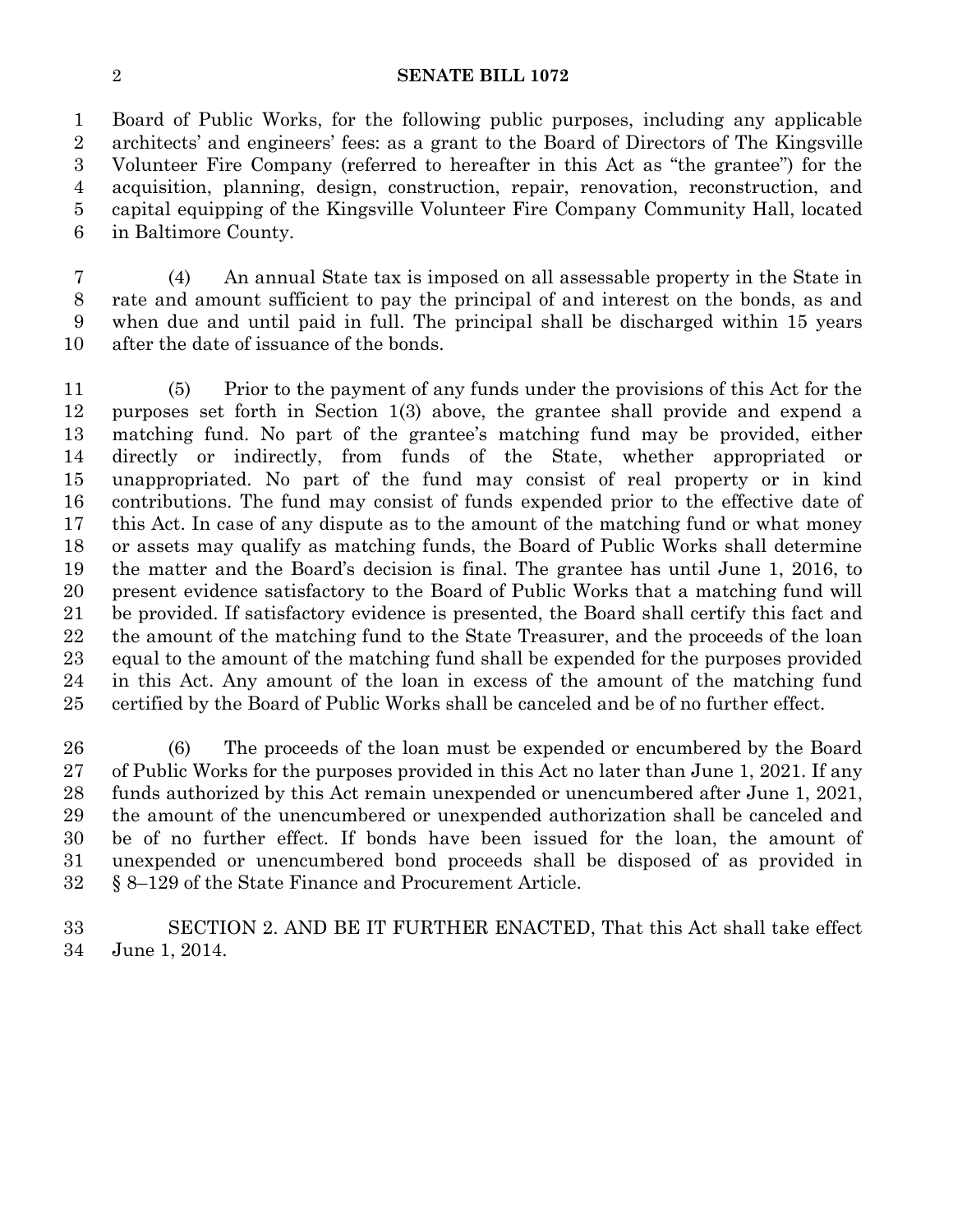Board of Public Works, for the following public purposes, including any applicable architects' and engineers' fees: as a grant to the Board of Directors of The Kingsville Volunteer Fire Company (referred to hereafter in this Act as "the grantee") for the acquisition, planning, design, construction, repair, renovation, reconstruction, and capital equipping of the Kingsville Volunteer Fire Company Community Hall, located in Baltimore County.

(4) An annual State tax is imposed on all assessable property in the State in rate and amount sufficient to pay the principal of and interest on the bonds, as and when due and until paid in full. The principal shall be discharged within 15 years after the date of issuance of the bonds.

(5) Prior to the payment of any funds under the provisions of this Act for the purposes set forth in Section 1(3) above, the grantee shall provide and expend a matching fund. No part of the grantee's matching fund may be provided, either directly or indirectly, from funds of the State, whether appropriated or unappropriated. No part of the fund may consist of real property or in kind contributions. The fund may consist of funds expended prior to the effective date of this Act. In case of any dispute as to the amount of the matching fund or what money or assets may qualify as matching funds, the Board of Public Works shall determine the matter and the Board's decision is final. The grantee has until June 1, 2016, to present evidence satisfactory to the Board of Public Works that a matching fund will be provided. If satisfactory evidence is presented, the Board shall certify this fact and the amount of the matching fund to the State Treasurer, and the proceeds of the loan equal to the amount of the matching fund shall be expended for the purposes provided in this Act. Any amount of the loan in excess of the amount of the matching fund certified by the Board of Public Works shall be canceled and be of no further effect.

(6) The proceeds of the loan must be expended or encumbered by the Board of Public Works for the purposes provided in this Act no later than June 1, 2021. If any funds authorized by this Act remain unexpended or unencumbered after June 1, 2021, the amount of the unencumbered or unexpended authorization shall be canceled and be of no further effect. If bonds have been issued for the loan, the amount of unexpended or unencumbered bond proceeds shall be disposed of as provided in § 8–129 of the State Finance and Procurement Article.

SECTION 2. AND BE IT FURTHER ENACTED, That this Act shall take effect June 1, 2014.